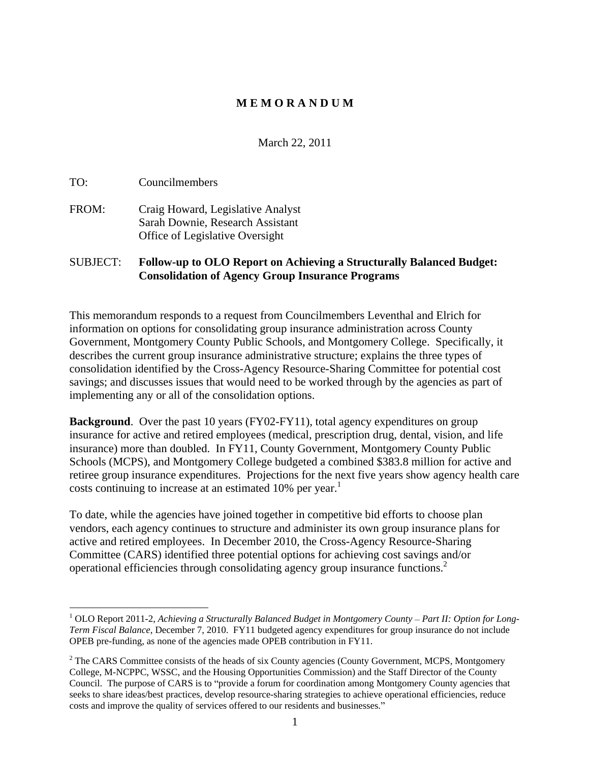# MEMORANDUM

March 22, 2011

TO: Councilmembers

FROM: Craig Howard, Legislative Analyst
Sarah Downie, Research Assistant
Office of Legislative Oversight

SUBJECT: **Follow-up to OLO Report on Achieving a Structurally Balanced Budget: Consolidation of Agency Group Insurance Programs**

This memorandum responds to a request from Councilmembers Leventhal and Elrich for information on options for consolidating group insurance administration across County Government, Montgomery County Public Schools, and Montgomery College. Specifically, it describes the current group insurance administrative structure; explains the three types of consolidation identified by the Cross-Agency Resource-Sharing Committee for potential cost savings; and discusses issues that would need to be worked through by the agencies as part of implementing any or all of the consolidation options.

**Background**. Over the past 10 years (FY02-FY11), total agency expenditures on group insurance for active and retired employees (medical, prescription drug, dental, vision, and life insurance) more than doubled. In FY11, County Government, Montgomery County Public Schools (MCPS), and Montgomery College budgeted a combined \$383.8 million for active and retiree group insurance expenditures. Projections for the next five years show agency health care costs continuing to increase at an estimated 10% per year.[1]

To date, while the agencies have joined together in competitive bid efforts to choose plan vendors, each agency continues to structure and administer its own group insurance plans for active and retired employees. In December 2010, the Cross-Agency Resource-Sharing Committee (CARS) identified three potential options for achieving cost savings and/or operational efficiencies through consolidating agency group insurance functions.[2]

---

[1] OLO Report 2011-2, *Achieving a Structurally Balanced Budget in Montgomery County – Part II: Option for Long-Term Fiscal Balance*, December 7, 2010. FY11 budgeted agency expenditures for group insurance do not include OPEB pre-funding, as none of the agencies made OPEB contribution in FY11.

[2] The CARS Committee consists of the heads of six County agencies (County Government, MCPS, Montgomery College, M-NCPPC, WSSC, and the Housing Opportunities Commission) and the Staff Director of the County Council. The purpose of CARS is to "provide a forum for coordination among Montgomery County agencies that seeks to share ideas/best practices, develop resource-sharing strategies to achieve operational efficiencies, reduce costs and improve the quality of services offered to our residents and businesses."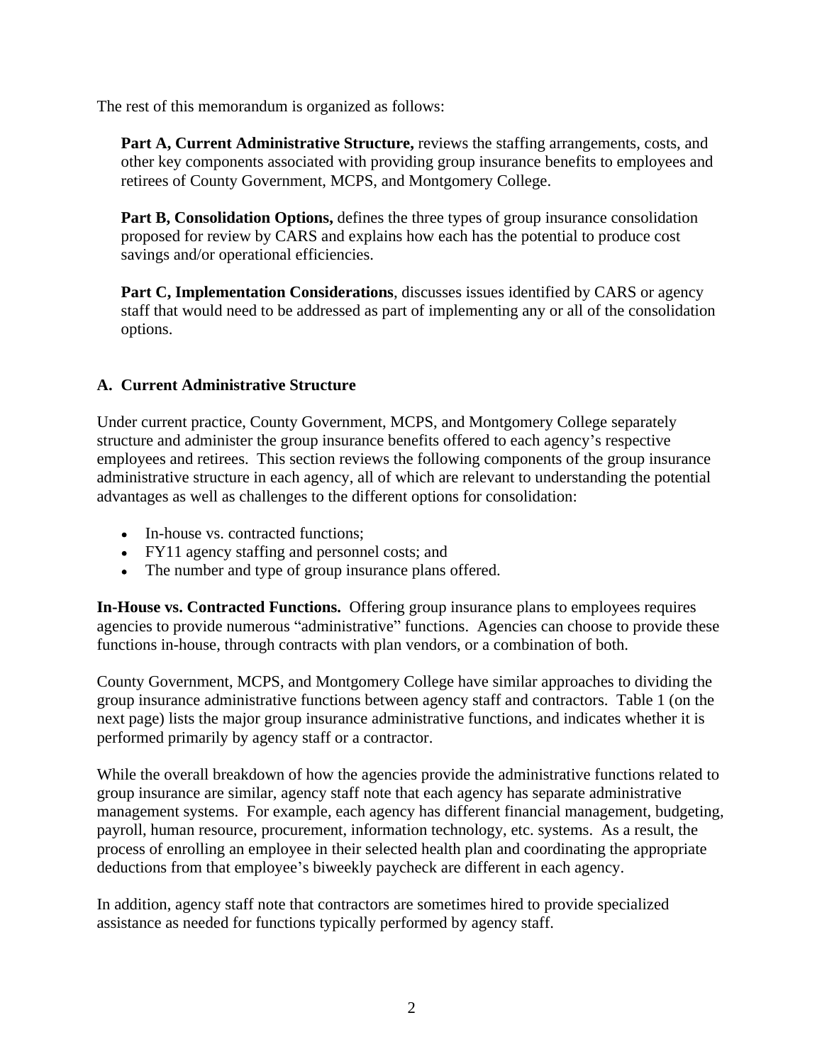The rest of this memorandum is organized as follows:

**Part A, Current Administrative Structure,** reviews the staffing arrangements, costs, and other key components associated with providing group insurance benefits to employees and retirees of County Government, MCPS, and Montgomery College.

**Part B, Consolidation Options,** defines the three types of group insurance consolidation proposed for review by CARS and explains how each has the potential to produce cost savings and/or operational efficiencies.

**Part C, Implementation Considerations**, discusses issues identified by CARS or agency staff that would need to be addressed as part of implementing any or all of the consolidation options.

### A. Current Administrative Structure

Under current practice, County Government, MCPS, and Montgomery College separately structure and administer the group insurance benefits offered to each agency's respective employees and retirees. This section reviews the following components of the group insurance administrative structure in each agency, all of which are relevant to understanding the potential advantages as well as challenges to the different options for consolidation:

- In-house vs. contracted functions;
- FY11 agency staffing and personnel costs; and
- The number and type of group insurance plans offered.

**In-House vs. Contracted Functions.** Offering group insurance plans to employees requires agencies to provide numerous "administrative" functions. Agencies can choose to provide these functions in-house, through contracts with plan vendors, or a combination of both.

County Government, MCPS, and Montgomery College have similar approaches to dividing the group insurance administrative functions between agency staff and contractors. Table 1 (on the next page) lists the major group insurance administrative functions, and indicates whether it is performed primarily by agency staff or a contractor.

While the overall breakdown of how the agencies provide the administrative functions related to group insurance are similar, agency staff note that each agency has separate administrative management systems. For example, each agency has different financial management, budgeting, payroll, human resource, procurement, information technology, etc. systems. As a result, the process of enrolling an employee in their selected health plan and coordinating the appropriate deductions from that employee's biweekly paycheck are different in each agency.

In addition, agency staff note that contractors are sometimes hired to provide specialized assistance as needed for functions typically performed by agency staff.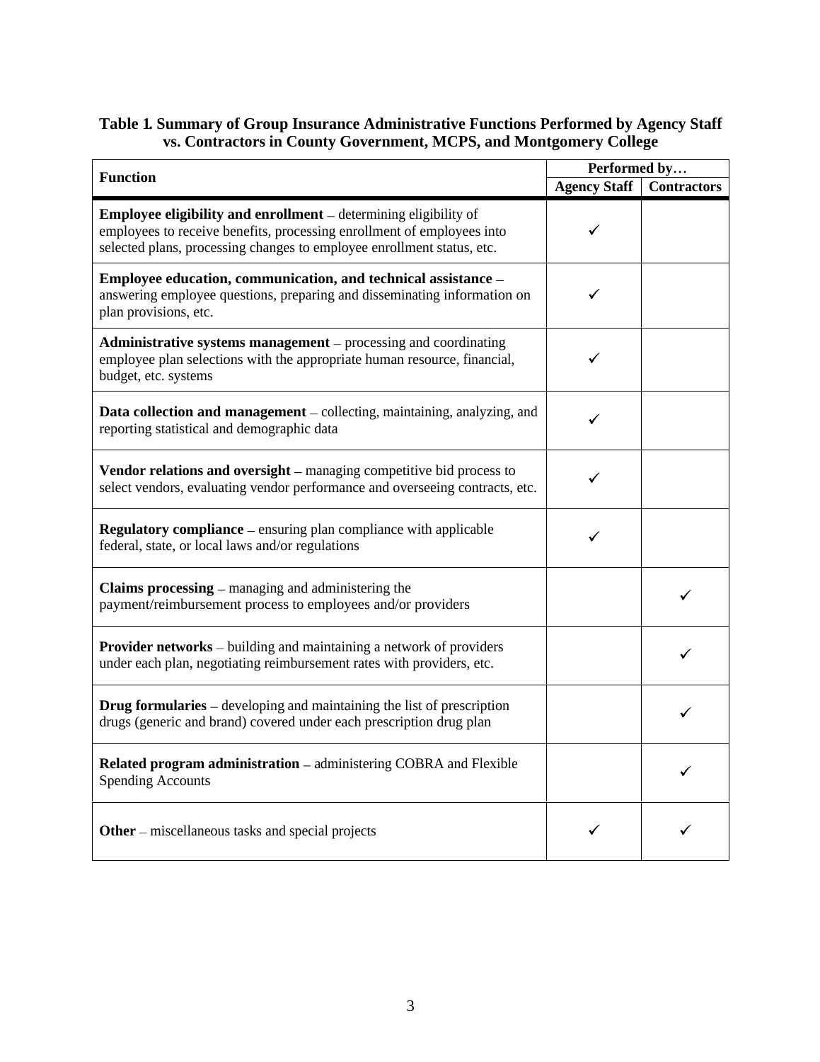**Table 1. Summary of Group Insurance Administrative Functions Performed by Agency Staff vs. Contractors in County Government, MCPS, and Montgomery College**

| Function | Performed by… | |
|---|---|---|
| | Agency Staff | Contractors |
| **Employee eligibility and enrollment** – determining eligibility of employees to receive benefits, processing enrollment of employees into selected plans, processing changes to employee enrollment status, etc. | ✓ | |
| **Employee education, communication, and technical assistance** – answering employee questions, preparing and disseminating information on plan provisions, etc. | ✓ | |
| **Administrative systems management** – processing and coordinating employee plan selections with the appropriate human resource, financial, budget, etc. systems | ✓ | |
| **Data collection and management** – collecting, maintaining, analyzing, and reporting statistical and demographic data | ✓ | |
| **Vendor relations and oversight** – managing competitive bid process to select vendors, evaluating vendor performance and overseeing contracts, etc. | ✓ | |
| **Regulatory compliance** – ensuring plan compliance with applicable federal, state, or local laws and/or regulations | ✓ | |
| **Claims processing** – managing and administering the payment/reimbursement process to employees and/or providers | | ✓ |
| **Provider networks** – building and maintaining a network of providers under each plan, negotiating reimbursement rates with providers, etc. | | ✓ |
| **Drug formularies** – developing and maintaining the list of prescription drugs (generic and brand) covered under each prescription drug plan | | ✓ |
| **Related program administration** – administering COBRA and Flexible Spending Accounts | | ✓ |
| **Other** – miscellaneous tasks and special projects | ✓ | ✓ |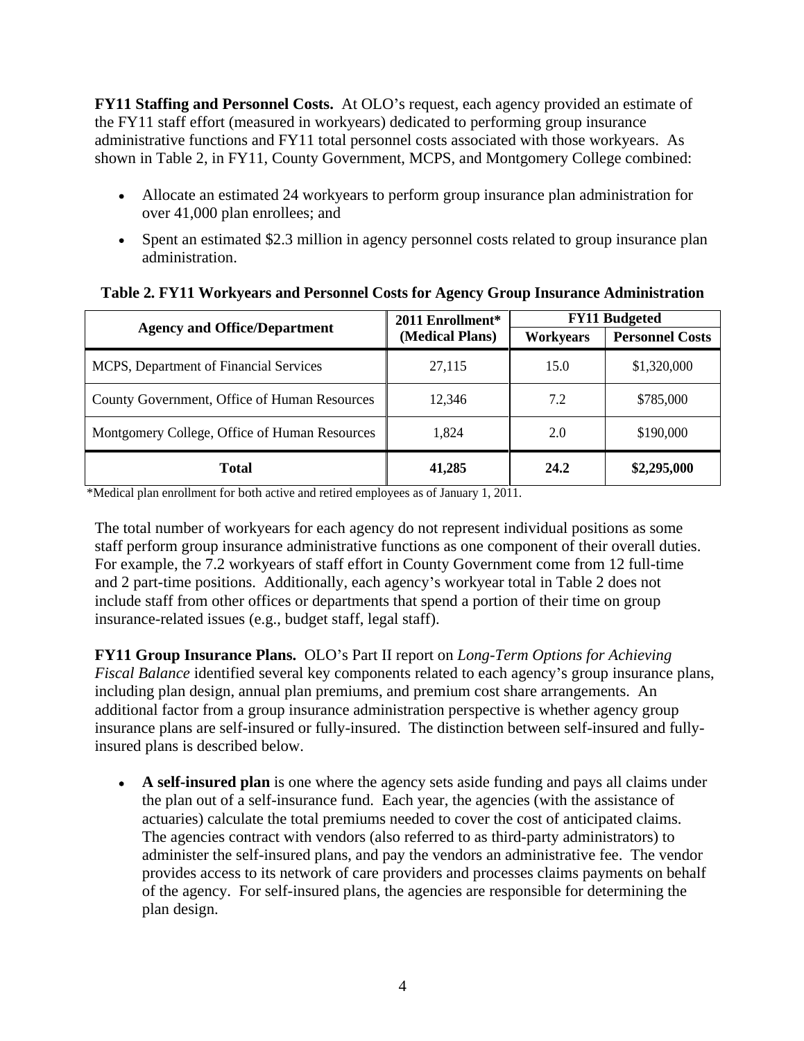**FY11 Staffing and Personnel Costs.** At OLO's request, each agency provided an estimate of the FY11 staff effort (measured in workyears) dedicated to performing group insurance administrative functions and FY11 total personnel costs associated with those workyears. As shown in Table 2, in FY11, County Government, MCPS, and Montgomery College combined:

- Allocate an estimated 24 workyears to perform group insurance plan administration for over 41,000 plan enrollees; and
- Spent an estimated $2.3 million in agency personnel costs related to group insurance plan administration.

**Table 2. FY11 Workyears and Personnel Costs for Agency Group Insurance Administration**

| Agency and Office/Department | 2011 Enrollment* (Medical Plans) | FY11 Budgeted | |
|---|---|---|---|
| | | Workyears | Personnel Costs |
| MCPS, Department of Financial Services | 27,115 | 15.0 | $1,320,000 |
| County Government, Office of Human Resources | 12,346 | 7.2 | $785,000 |
| Montgomery College, Office of Human Resources | 1,824 | 2.0 | $190,000 |
| **Total** | **41,285** | **24.2** | **$2,295,000** |

*Medical plan enrollment for both active and retired employees as of January 1, 2011.

The total number of workyears for each agency do not represent individual positions as some staff perform group insurance administrative functions as one component of their overall duties. For example, the 7.2 workyears of staff effort in County Government come from 12 full-time and 2 part-time positions. Additionally, each agency's workyear total in Table 2 does not include staff from other offices or departments that spend a portion of their time on group insurance-related issues (e.g., budget staff, legal staff).

**FY11 Group Insurance Plans.** OLO's Part II report on *Long-Term Options for Achieving Fiscal Balance* identified several key components related to each agency's group insurance plans, including plan design, annual plan premiums, and premium cost share arrangements. An additional factor from a group insurance administration perspective is whether agency group insurance plans are self-insured or fully-insured. The distinction between self-insured and fully-insured plans is described below.

- **A self-insured plan** is one where the agency sets aside funding and pays all claims under the plan out of a self-insurance fund. Each year, the agencies (with the assistance of actuaries) calculate the total premiums needed to cover the cost of anticipated claims. The agencies contract with vendors (also referred to as third-party administrators) to administer the self-insured plans, and pay the vendors an administrative fee. The vendor provides access to its network of care providers and processes claims payments on behalf of the agency. For self-insured plans, the agencies are responsible for determining the plan design.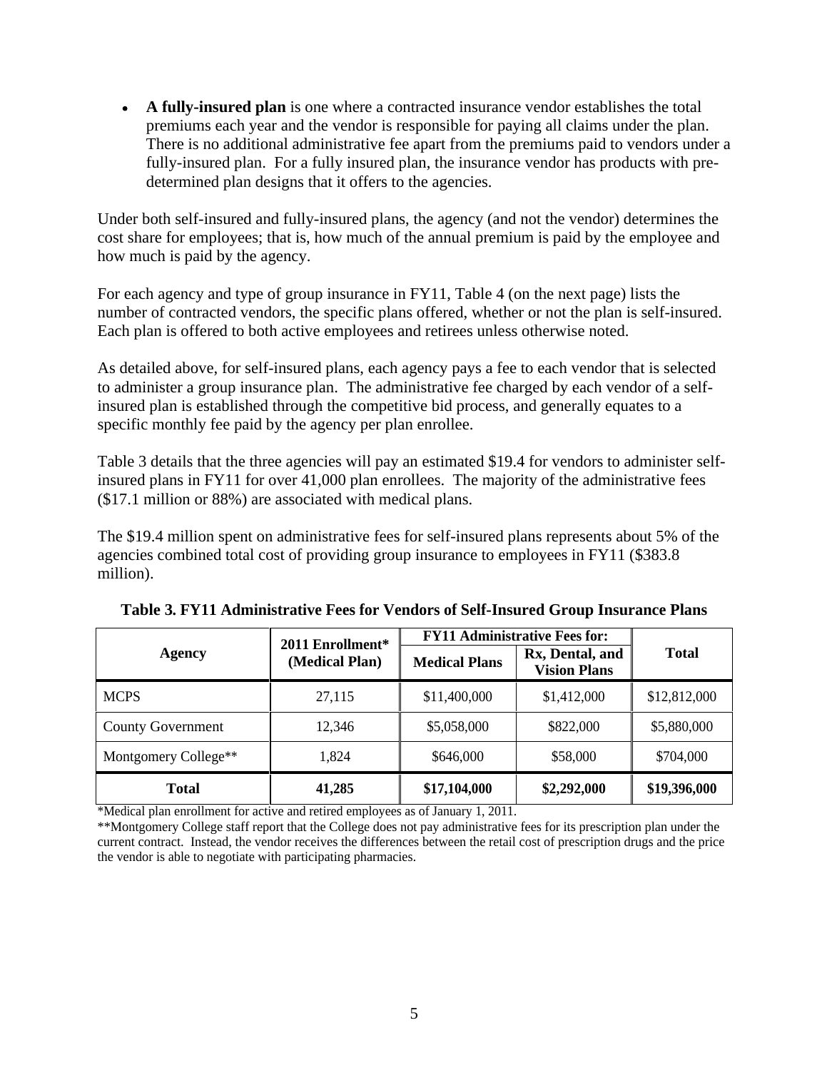- **A fully-insured plan** is one where a contracted insurance vendor establishes the total premiums each year and the vendor is responsible for paying all claims under the plan. There is no additional administrative fee apart from the premiums paid to vendors under a fully-insured plan. For a fully insured plan, the insurance vendor has products with pre-determined plan designs that it offers to the agencies.

Under both self-insured and fully-insured plans, the agency (and not the vendor) determines the cost share for employees; that is, how much of the annual premium is paid by the employee and how much is paid by the agency.

For each agency and type of group insurance in FY11, Table 4 (on the next page) lists the number of contracted vendors, the specific plans offered, whether or not the plan is self-insured. Each plan is offered to both active employees and retirees unless otherwise noted.

As detailed above, for self-insured plans, each agency pays a fee to each vendor that is selected to administer a group insurance plan. The administrative fee charged by each vendor of a self-insured plan is established through the competitive bid process, and generally equates to a specific monthly fee paid by the agency per plan enrollee.

Table 3 details that the three agencies will pay an estimated $19.4 for vendors to administer self-insured plans in FY11 for over 41,000 plan enrollees. The majority of the administrative fees ($17.1 million or 88%) are associated with medical plans.

The $19.4 million spent on administrative fees for self-insured plans represents about 5% of the agencies combined total cost of providing group insurance to employees in FY11 ($383.8 million).

**Table 3. FY11 Administrative Fees for Vendors of Self-Insured Group Insurance Plans**

| Agency | 2011 Enrollment* (Medical Plan) | FY11 Administrative Fees for: | | Total |
|---|---|---|---|---|
| | | Medical Plans | Rx, Dental, and Vision Plans | |
| MCPS | 27,115 | $11,400,000 | $1,412,000 | $12,812,000 |
| County Government | 12,346 | $5,058,000 | $822,000 | $5,880,000 |
| Montgomery College** | 1,824 | $646,000 | $58,000 | $704,000 |
| **Total** | **41,285** | **$17,104,000** | **$2,292,000** | **$19,396,000** |

*Medical plan enrollment for active and retired employees as of January 1, 2011.

**Montgomery College staff report that the College does not pay administrative fees for its prescription plan under the current contract. Instead, the vendor receives the differences between the retail cost of prescription drugs and the price the vendor is able to negotiate with participating pharmacies.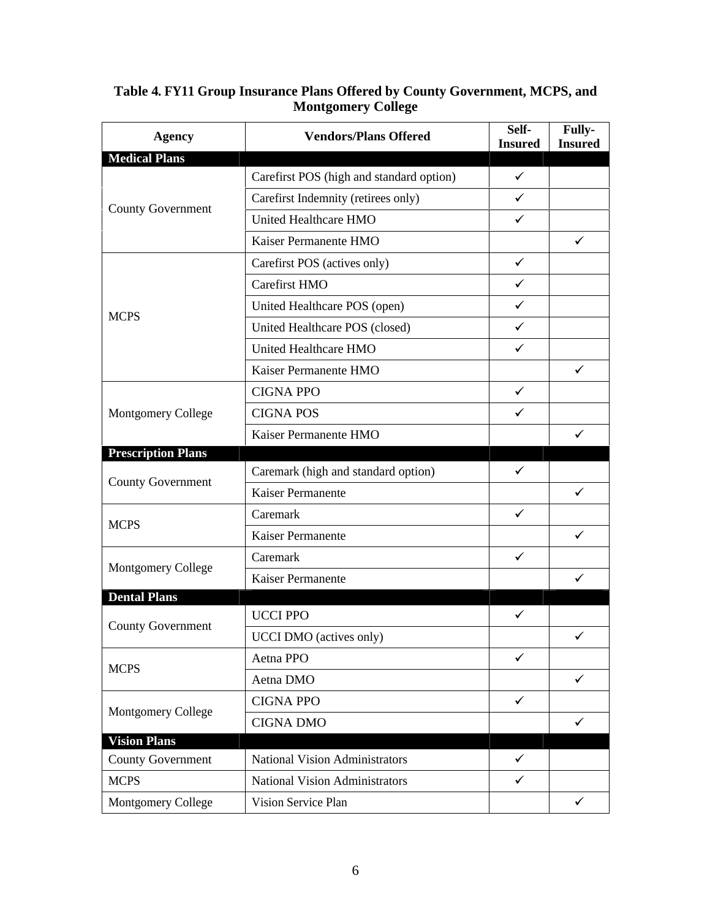**Table 4. FY11 Group Insurance Plans Offered by County Government, MCPS, and Montgomery College**

| Agency | Vendors/Plans Offered | Self-Insured | Fully-Insured |
|---|---|---|---|
| **Medical Plans** | | | |
| County Government | Carefirst POS (high and standard option) | ✓ | |
| | Carefirst Indemnity (retirees only) | ✓ | |
| | United Healthcare HMO | ✓ | |
| | Kaiser Permanente HMO | | ✓ |
| MCPS | Carefirst POS (actives only) | ✓ | |
| | Carefirst HMO | ✓ | |
| | United Healthcare POS (open) | ✓ | |
| | United Healthcare POS (closed) | ✓ | |
| | United Healthcare HMO | ✓ | |
| | Kaiser Permanente HMO | | ✓ |
| Montgomery College | CIGNA PPO | ✓ | |
| | CIGNA POS | ✓ | |
| | Kaiser Permanente HMO | | ✓ |
| **Prescription Plans** | | | |
| County Government | Caremark (high and standard option) | ✓ | |
| | Kaiser Permanente | | ✓ |
| MCPS | Caremark | ✓ | |
| | Kaiser Permanente | | ✓ |
| Montgomery College | Caremark | ✓ | |
| | Kaiser Permanente | | ✓ |
| **Dental Plans** | | | |
| County Government | UCCI PPO | ✓ | |
| | UCCI DMO (actives only) | | ✓ |
| MCPS | Aetna PPO | ✓ | |
| | Aetna DMO | | ✓ |
| Montgomery College | CIGNA PPO | ✓ | |
| | CIGNA DMO | | ✓ |
| **Vision Plans** | | | |
| County Government | National Vision Administrators | ✓ | |
| MCPS | National Vision Administrators | ✓ | |
| Montgomery College | Vision Service Plan | | ✓ |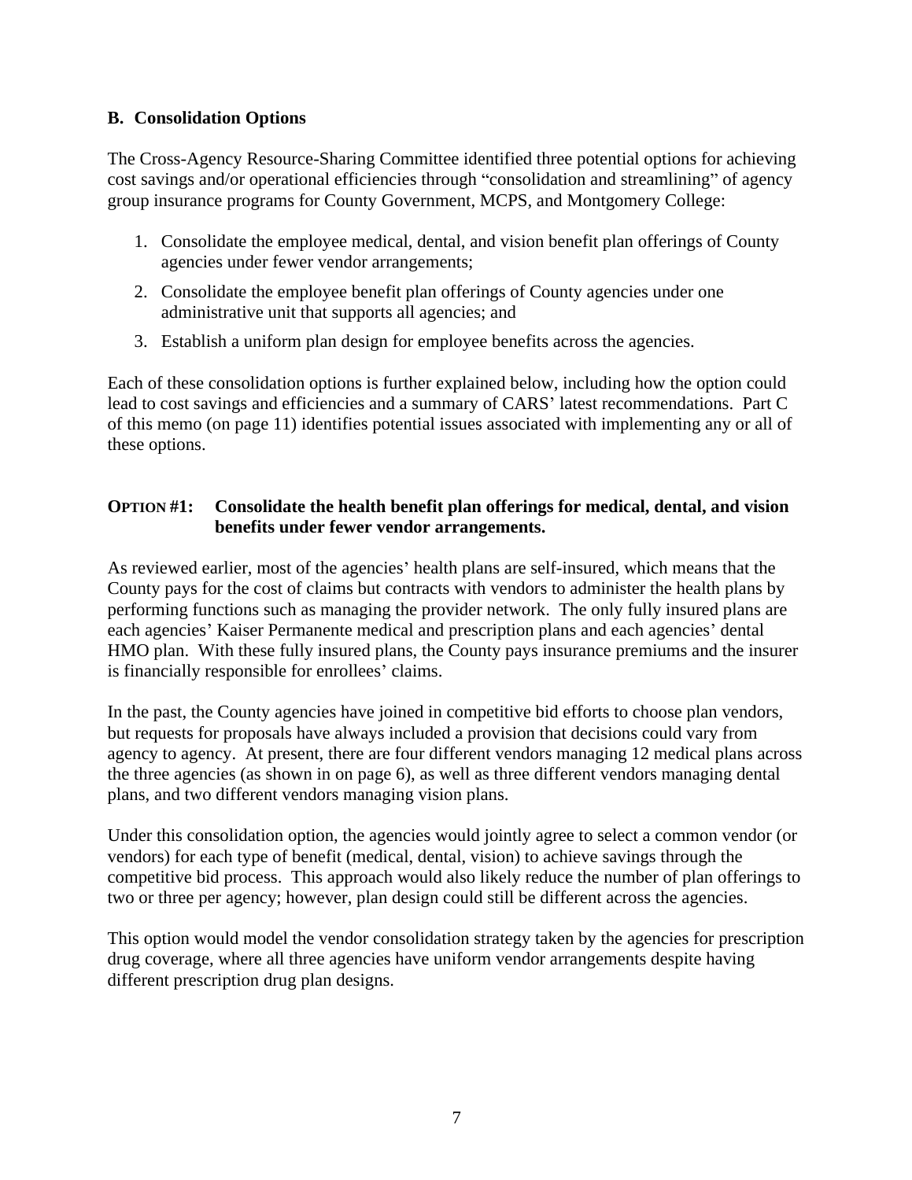### B. Consolidation Options

The Cross-Agency Resource-Sharing Committee identified three potential options for achieving cost savings and/or operational efficiencies through "consolidation and streamlining" of agency group insurance programs for County Government, MCPS, and Montgomery College:

1. Consolidate the employee medical, dental, and vision benefit plan offerings of County agencies under fewer vendor arrangements;
2. Consolidate the employee benefit plan offerings of County agencies under one administrative unit that supports all agencies; and
3. Establish a uniform plan design for employee benefits across the agencies.

Each of these consolidation options is further explained below, including how the option could lead to cost savings and efficiencies and a summary of CARS' latest recommendations. Part C of this memo (on page 11) identifies potential issues associated with implementing any or all of these options.

**OPTION #1: Consolidate the health benefit plan offerings for medical, dental, and vision benefits under fewer vendor arrangements.**

As reviewed earlier, most of the agencies' health plans are self-insured, which means that the County pays for the cost of claims but contracts with vendors to administer the health plans by performing functions such as managing the provider network. The only fully insured plans are each agencies' Kaiser Permanente medical and prescription plans and each agencies' dental HMO plan. With these fully insured plans, the County pays insurance premiums and the insurer is financially responsible for enrollees' claims.

In the past, the County agencies have joined in competitive bid efforts to choose plan vendors, but requests for proposals have always included a provision that decisions could vary from agency to agency. At present, there are four different vendors managing 12 medical plans across the three agencies (as shown in on page 6), as well as three different vendors managing dental plans, and two different vendors managing vision plans.

Under this consolidation option, the agencies would jointly agree to select a common vendor (or vendors) for each type of benefit (medical, dental, vision) to achieve savings through the competitive bid process. This approach would also likely reduce the number of plan offerings to two or three per agency; however, plan design could still be different across the agencies.

This option would model the vendor consolidation strategy taken by the agencies for prescription drug coverage, where all three agencies have uniform vendor arrangements despite having different prescription drug plan designs.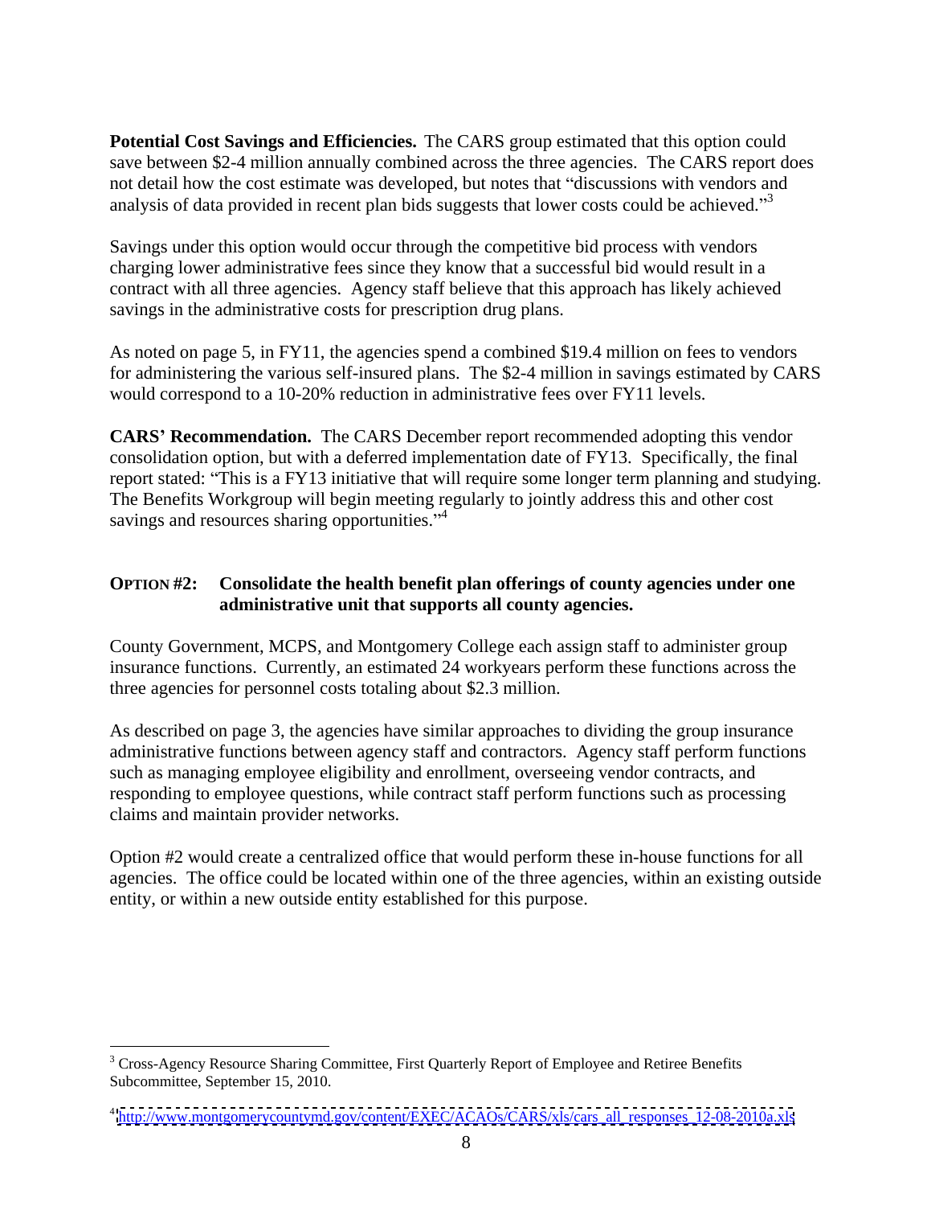**Potential Cost Savings and Efficiencies.** The CARS group estimated that this option could save between $2-4 million annually combined across the three agencies. The CARS report does not detail how the cost estimate was developed, but notes that "discussions with vendors and analysis of data provided in recent plan bids suggests that lower costs could be achieved."[3]

Savings under this option would occur through the competitive bid process with vendors charging lower administrative fees since they know that a successful bid would result in a contract with all three agencies. Agency staff believe that this approach has likely achieved savings in the administrative costs for prescription drug plans.

As noted on page 5, in FY11, the agencies spend a combined $19.4 million on fees to vendors for administering the various self-insured plans. The $2-4 million in savings estimated by CARS would correspond to a 10-20% reduction in administrative fees over FY11 levels.

**CARS' Recommendation.** The CARS December report recommended adopting this vendor consolidation option, but with a deferred implementation date of FY13. Specifically, the final report stated: "This is a FY13 initiative that will require some longer term planning and studying. The Benefits Workgroup will begin meeting regularly to jointly address this and other cost savings and resources sharing opportunities."[4]

### OPTION #2: Consolidate the health benefit plan offerings of county agencies under one administrative unit that supports all county agencies.

County Government, MCPS, and Montgomery College each assign staff to administer group insurance functions. Currently, an estimated 24 workyears perform these functions across the three agencies for personnel costs totaling about $2.3 million.

As described on page 3, the agencies have similar approaches to dividing the group insurance administrative functions between agency staff and contractors. Agency staff perform functions such as managing employee eligibility and enrollment, overseeing vendor contracts, and responding to employee questions, while contract staff perform functions such as processing claims and maintain provider networks.

Option #2 would create a centralized office that would perform these in-house functions for all agencies. The office could be located within one of the three agencies, within an existing outside entity, or within a new outside entity established for this purpose.

---

[3] Cross-Agency Resource Sharing Committee, First Quarterly Report of Employee and Retiree Benefits Subcommittee, September 15, 2010.

[4] http://www.montgomerycountymd.gov/content/EXEC/ACAOs/CARS/xls/cars_all_responses_12-08-2010a.xls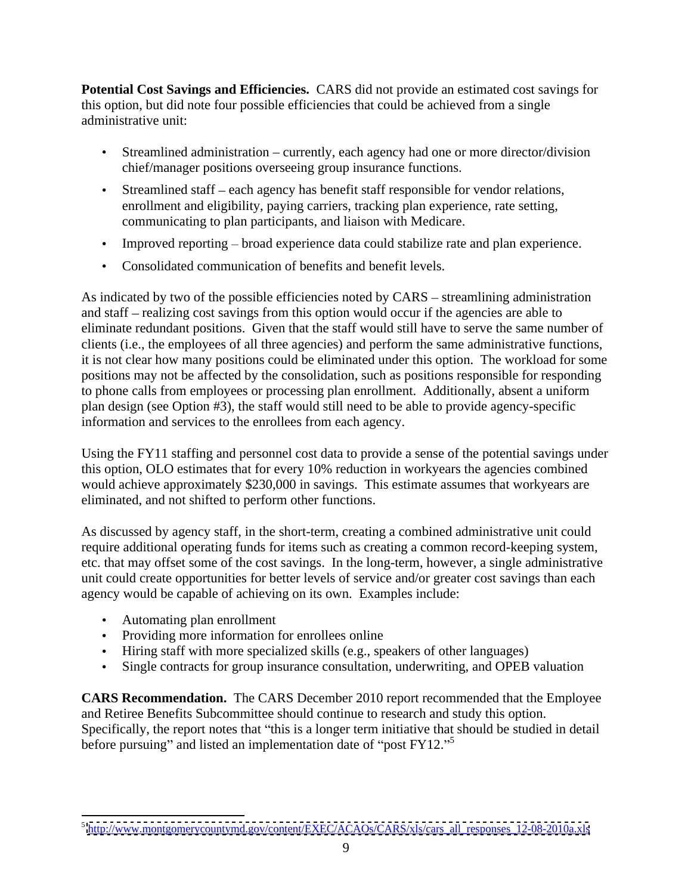**Potential Cost Savings and Efficiencies.** CARS did not provide an estimated cost savings for this option, but did note four possible efficiencies that could be achieved from a single administrative unit:

- Streamlined administration – currently, each agency had one or more director/division chief/manager positions overseeing group insurance functions.
- Streamlined staff – each agency has benefit staff responsible for vendor relations, enrollment and eligibility, paying carriers, tracking plan experience, rate setting, communicating to plan participants, and liaison with Medicare.
- Improved reporting – broad experience data could stabilize rate and plan experience.
- Consolidated communication of benefits and benefit levels.

As indicated by two of the possible efficiencies noted by CARS – streamlining administration and staff – realizing cost savings from this option would occur if the agencies are able to eliminate redundant positions. Given that the staff would still have to serve the same number of clients (i.e., the employees of all three agencies) and perform the same administrative functions, it is not clear how many positions could be eliminated under this option. The workload for some positions may not be affected by the consolidation, such as positions responsible for responding to phone calls from employees or processing plan enrollment. Additionally, absent a uniform plan design (see Option #3), the staff would still need to be able to provide agency-specific information and services to the enrollees from each agency.

Using the FY11 staffing and personnel cost data to provide a sense of the potential savings under this option, OLO estimates that for every 10% reduction in workyears the agencies combined would achieve approximately $230,000 in savings. This estimate assumes that workyears are eliminated, and not shifted to perform other functions.

As discussed by agency staff, in the short-term, creating a combined administrative unit could require additional operating funds for items such as creating a common record-keeping system, etc. that may offset some of the cost savings. In the long-term, however, a single administrative unit could create opportunities for better levels of service and/or greater cost savings than each agency would be capable of achieving on its own. Examples include:

- Automating plan enrollment
- Providing more information for enrollees online
- Hiring staff with more specialized skills (e.g., speakers of other languages)
- Single contracts for group insurance consultation, underwriting, and OPEB valuation

**CARS Recommendation.** The CARS December 2010 report recommended that the Employee and Retiree Benefits Subcommittee should continue to research and study this option. Specifically, the report notes that "this is a longer term initiative that should be studied in detail before pursuing" and listed an implementation date of "post FY12."[5]

---

[5] http://www.montgomerycountymd.gov/content/EXEC/ACAOs/CARS/xls/cars_all_responses_12-08-2010a.xls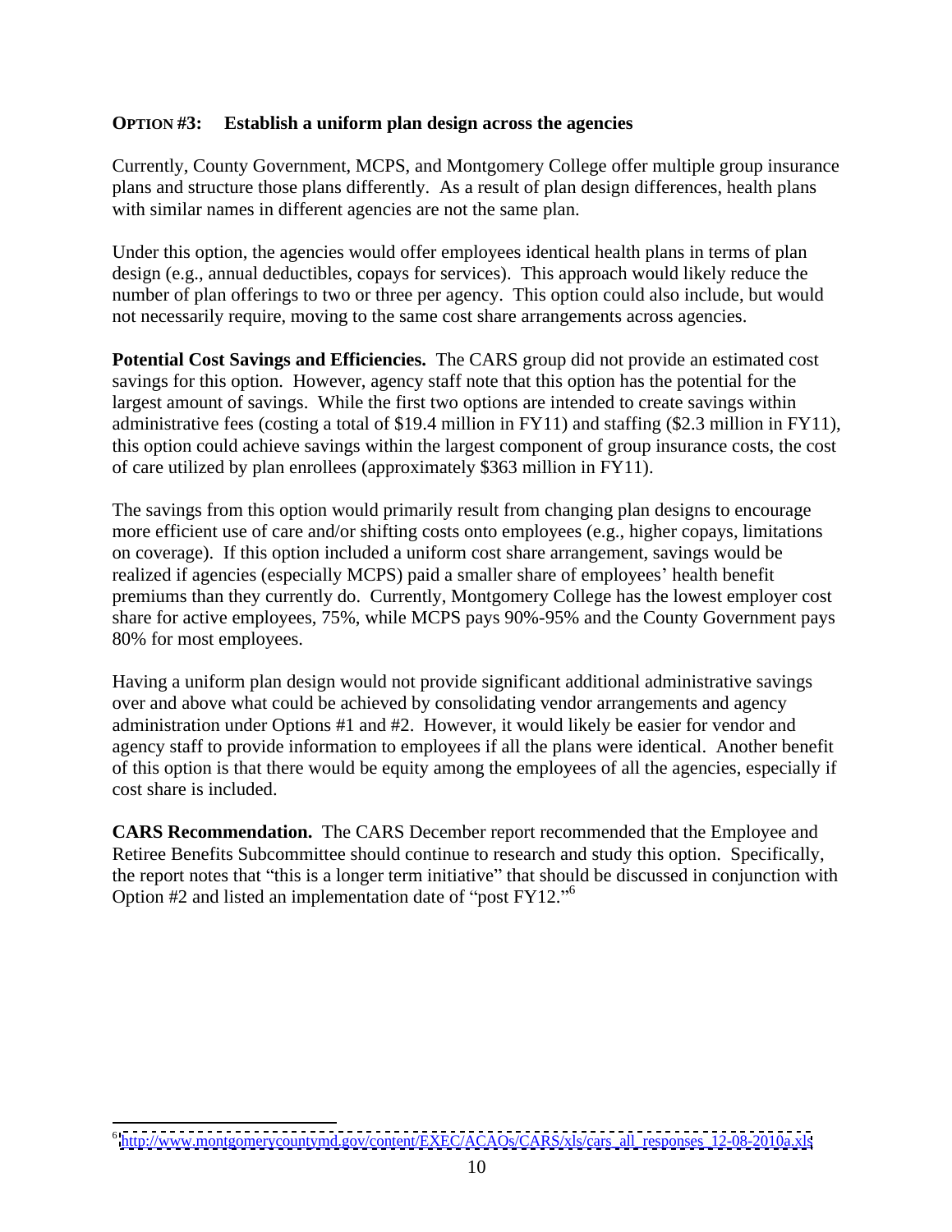**OPTION #3: Establish a uniform plan design across the agencies**

Currently, County Government, MCPS, and Montgomery College offer multiple group insurance plans and structure those plans differently. As a result of plan design differences, health plans with similar names in different agencies are not the same plan.

Under this option, the agencies would offer employees identical health plans in terms of plan design (e.g., annual deductibles, copays for services). This approach would likely reduce the number of plan offerings to two or three per agency. This option could also include, but would not necessarily require, moving to the same cost share arrangements across agencies.

**Potential Cost Savings and Efficiencies.** The CARS group did not provide an estimated cost savings for this option. However, agency staff note that this option has the potential for the largest amount of savings. While the first two options are intended to create savings within administrative fees (costing a total of $19.4 million in FY11) and staffing ($2.3 million in FY11), this option could achieve savings within the largest component of group insurance costs, the cost of care utilized by plan enrollees (approximately $363 million in FY11).

The savings from this option would primarily result from changing plan designs to encourage more efficient use of care and/or shifting costs onto employees (e.g., higher copays, limitations on coverage). If this option included a uniform cost share arrangement, savings would be realized if agencies (especially MCPS) paid a smaller share of employees' health benefit premiums than they currently do. Currently, Montgomery College has the lowest employer cost share for active employees, 75%, while MCPS pays 90%-95% and the County Government pays 80% for most employees.

Having a uniform plan design would not provide significant additional administrative savings over and above what could be achieved by consolidating vendor arrangements and agency administration under Options #1 and #2. However, it would likely be easier for vendor and agency staff to provide information to employees if all the plans were identical. Another benefit of this option is that there would be equity among the employees of all the agencies, especially if cost share is included.

**CARS Recommendation.** The CARS December report recommended that the Employee and Retiree Benefits Subcommittee should continue to research and study this option. Specifically, the report notes that "this is a longer term initiative" that should be discussed in conjunction with Option #2 and listed an implementation date of "post FY12."[6]

---

[6] http://www.montgomerycountymd.gov/content/EXEC/ACAOs/CARS/xls/cars_all_responses_12-08-2010a.xls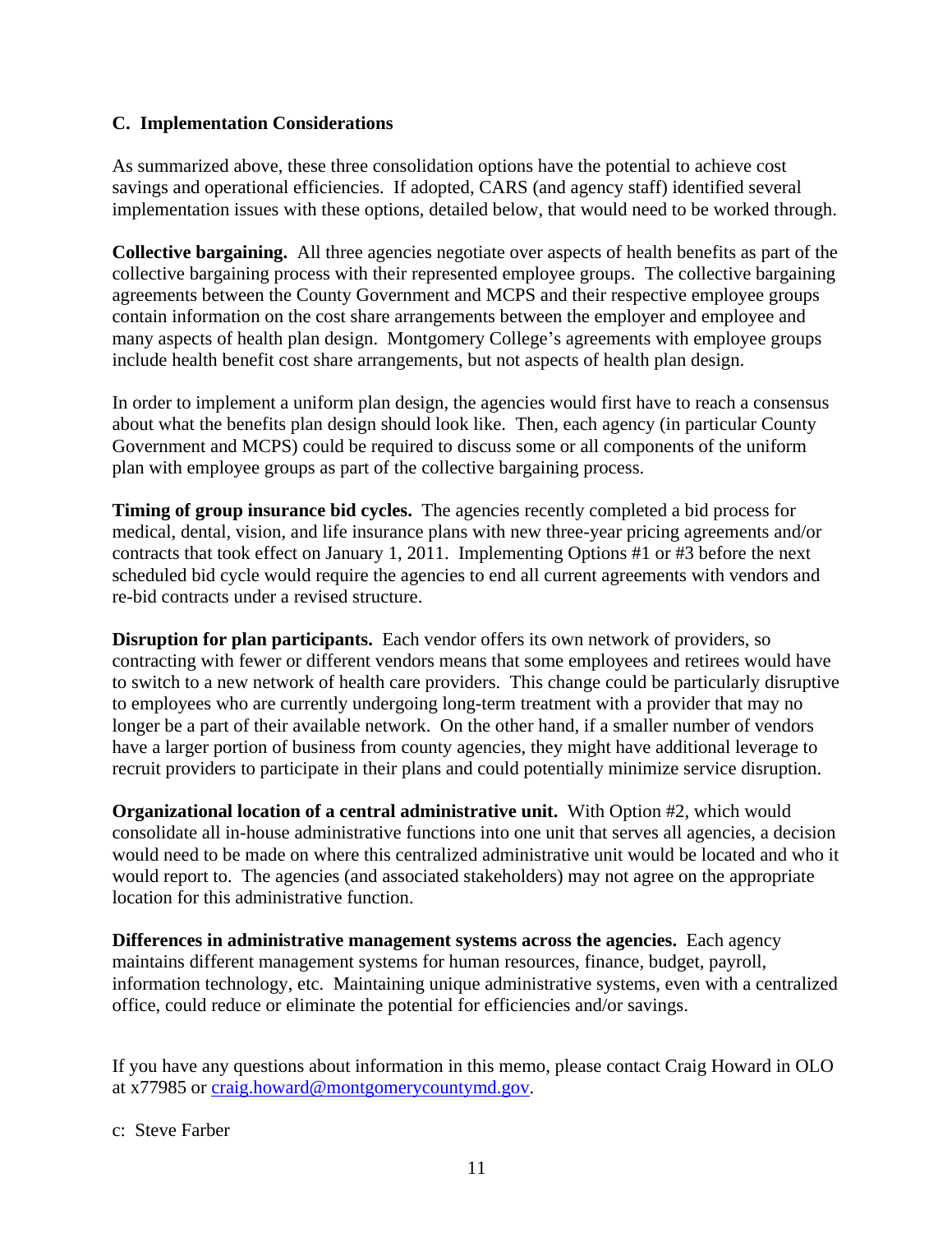### C. Implementation Considerations

As summarized above, these three consolidation options have the potential to achieve cost savings and operational efficiencies. If adopted, CARS (and agency staff) identified several implementation issues with these options, detailed below, that would need to be worked through.

**Collective bargaining.** All three agencies negotiate over aspects of health benefits as part of the collective bargaining process with their represented employee groups. The collective bargaining agreements between the County Government and MCPS and their respective employee groups contain information on the cost share arrangements between the employer and employee and many aspects of health plan design. Montgomery College's agreements with employee groups include health benefit cost share arrangements, but not aspects of health plan design.

In order to implement a uniform plan design, the agencies would first have to reach a consensus about what the benefits plan design should look like. Then, each agency (in particular County Government and MCPS) could be required to discuss some or all components of the uniform plan with employee groups as part of the collective bargaining process.

**Timing of group insurance bid cycles.** The agencies recently completed a bid process for medical, dental, vision, and life insurance plans with new three-year pricing agreements and/or contracts that took effect on January 1, 2011. Implementing Options #1 or #3 before the next scheduled bid cycle would require the agencies to end all current agreements with vendors and re-bid contracts under a revised structure.

**Disruption for plan participants.** Each vendor offers its own network of providers, so contracting with fewer or different vendors means that some employees and retirees would have to switch to a new network of health care providers. This change could be particularly disruptive to employees who are currently undergoing long-term treatment with a provider that may no longer be a part of their available network. On the other hand, if a smaller number of vendors have a larger portion of business from county agencies, they might have additional leverage to recruit providers to participate in their plans and could potentially minimize service disruption.

**Organizational location of a central administrative unit.** With Option #2, which would consolidate all in-house administrative functions into one unit that serves all agencies, a decision would need to be made on where this centralized administrative unit would be located and who it would report to. The agencies (and associated stakeholders) may not agree on the appropriate location for this administrative function.

**Differences in administrative management systems across the agencies.** Each agency maintains different management systems for human resources, finance, budget, payroll, information technology, etc. Maintaining unique administrative systems, even with a centralized office, could reduce or eliminate the potential for efficiencies and/or savings.

If you have any questions about information in this memo, please contact Craig Howard in OLO at x77985 or craig.howard@montgomerycountymd.gov.

c: Steve Farber